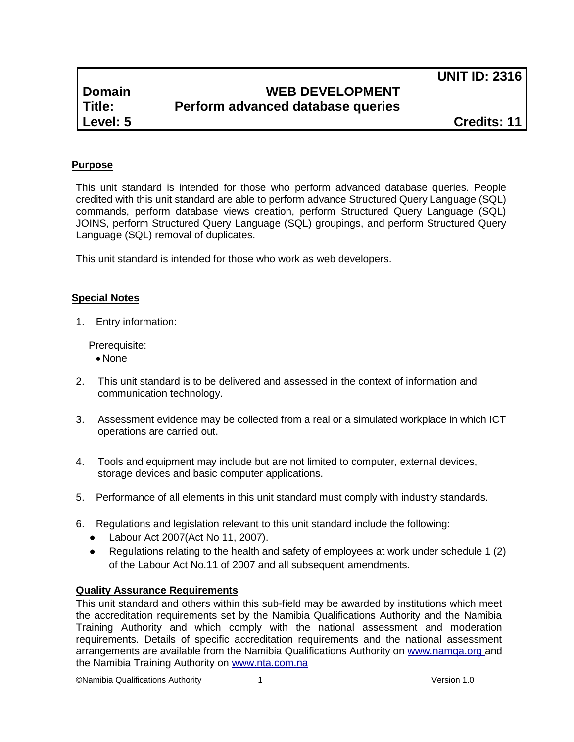| | | UNIT ID: 2316 |
|---|---|---|
| **Domain** | **WEB DEVELOPMENT** | |
| **Title:** | **Perform advanced database queries** | |
| **Level: 5** | | **Credits: 11** |

## Purpose

This unit standard is intended for those who perform advanced database queries. People credited with this unit standard are able to perform advance Structured Query Language (SQL) commands, perform database views creation, perform Structured Query Language (SQL) JOINS, perform Structured Query Language (SQL) groupings, and perform Structured Query Language (SQL) removal of duplicates.

This unit standard is intended for those who work as web developers.

## Special Notes

1. Entry information:

   Prerequisite:
   - None

2. This unit standard is to be delivered and assessed in the context of information and communication technology.

3. Assessment evidence may be collected from a real or a simulated workplace in which ICT operations are carried out.

4. Tools and equipment may include but are not limited to computer, external devices, storage devices and basic computer applications.

5. Performance of all elements in this unit standard must comply with industry standards.

6. Regulations and legislation relevant to this unit standard include the following:
   - Labour Act 2007(Act No 11, 2007).
   - Regulations relating to the health and safety of employees at work under schedule 1 (2) of the Labour Act No.11 of 2007 and all subsequent amendments.

## Quality Assurance Requirements

This unit standard and others within this sub-field may be awarded by institutions which meet the accreditation requirements set by the Namibia Qualifications Authority and the Namibia Training Authority and which comply with the national assessment and moderation requirements. Details of specific accreditation requirements and the national assessment arrangements are available from the Namibia Qualifications Authority on www.namqa.org and the Namibia Training Authority on www.nta.com.na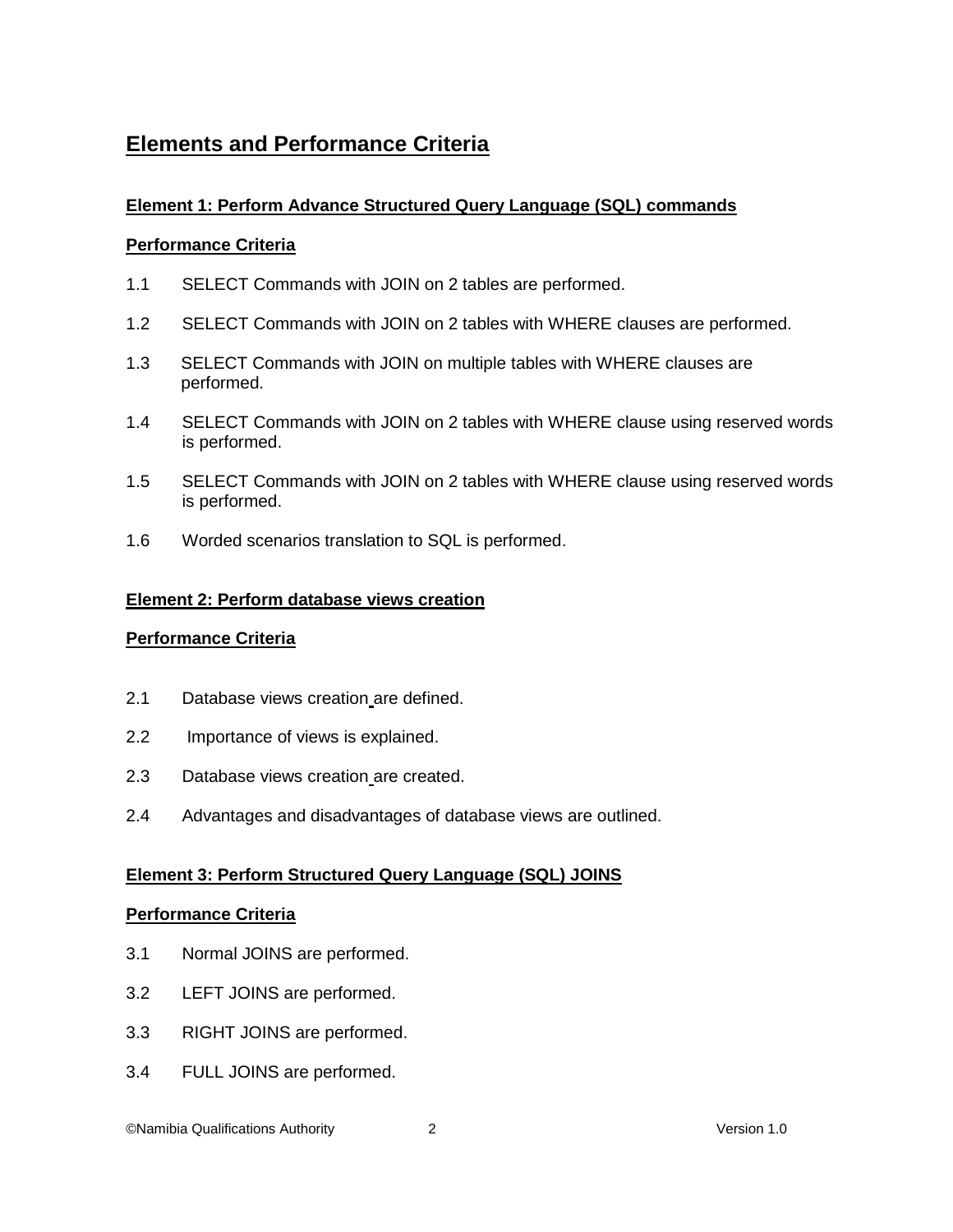## Elements and Performance Criteria

**Element 1: Perform Advance Structured Query Language (SQL) commands**

**Performance Criteria**

1.1 SELECT Commands with JOIN on 2 tables are performed.

1.2 SELECT Commands with JOIN on 2 tables with WHERE clauses are performed.

1.3 SELECT Commands with JOIN on multiple tables with WHERE clauses are performed.

1.4 SELECT Commands with JOIN on 2 tables with WHERE clause using reserved words is performed.

1.5 SELECT Commands with JOIN on 2 tables with WHERE clause using reserved words is performed.

1.6 Worded scenarios translation to SQL is performed.

**Element 2: Perform database views creation**

**Performance Criteria**

2.1 Database views creation are defined.

2.2 Importance of views is explained.

2.3 Database views creation are created.

2.4 Advantages and disadvantages of database views are outlined.

**Element 3: Perform Structured Query Language (SQL) JOINS**

**Performance Criteria**

3.1 Normal JOINS are performed.

3.2 LEFT JOINS are performed.

3.3 RIGHT JOINS are performed.

3.4 FULL JOINS are performed.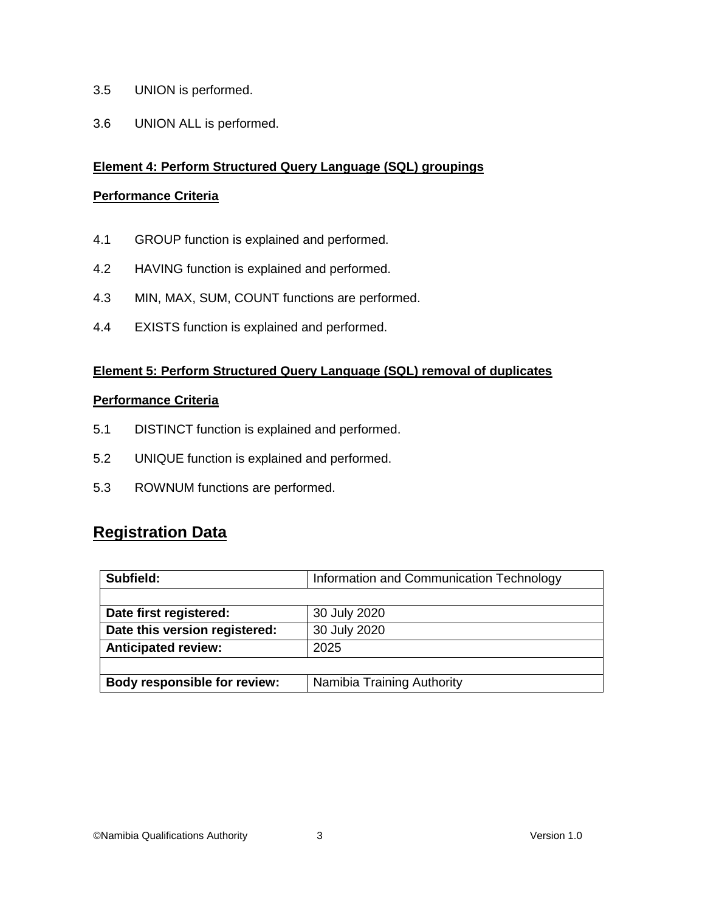3.5 UNION is performed.

3.6 UNION ALL is performed.

**Element 4: Perform Structured Query Language (SQL) groupings**

**Performance Criteria**

4.1 GROUP function is explained and performed.

4.2 HAVING function is explained and performed.

4.3 MIN, MAX, SUM, COUNT functions are performed.

4.4 EXISTS function is explained and performed.

**Element 5: Perform Structured Query Language (SQL) removal of duplicates**

**Performance Criteria**

5.1 DISTINCT function is explained and performed.

5.2 UNIQUE function is explained and performed.

5.3 ROWNUM functions are performed.

## Registration Data

| | |
|---|---|
| **Subfield:** | Information and Communication Technology |
| | |
| **Date first registered:** | 30 July 2020 |
| **Date this version registered:** | 30 July 2020 |
| **Anticipated review:** | 2025 |
| | |
| **Body responsible for review:** | Namibia Training Authority |